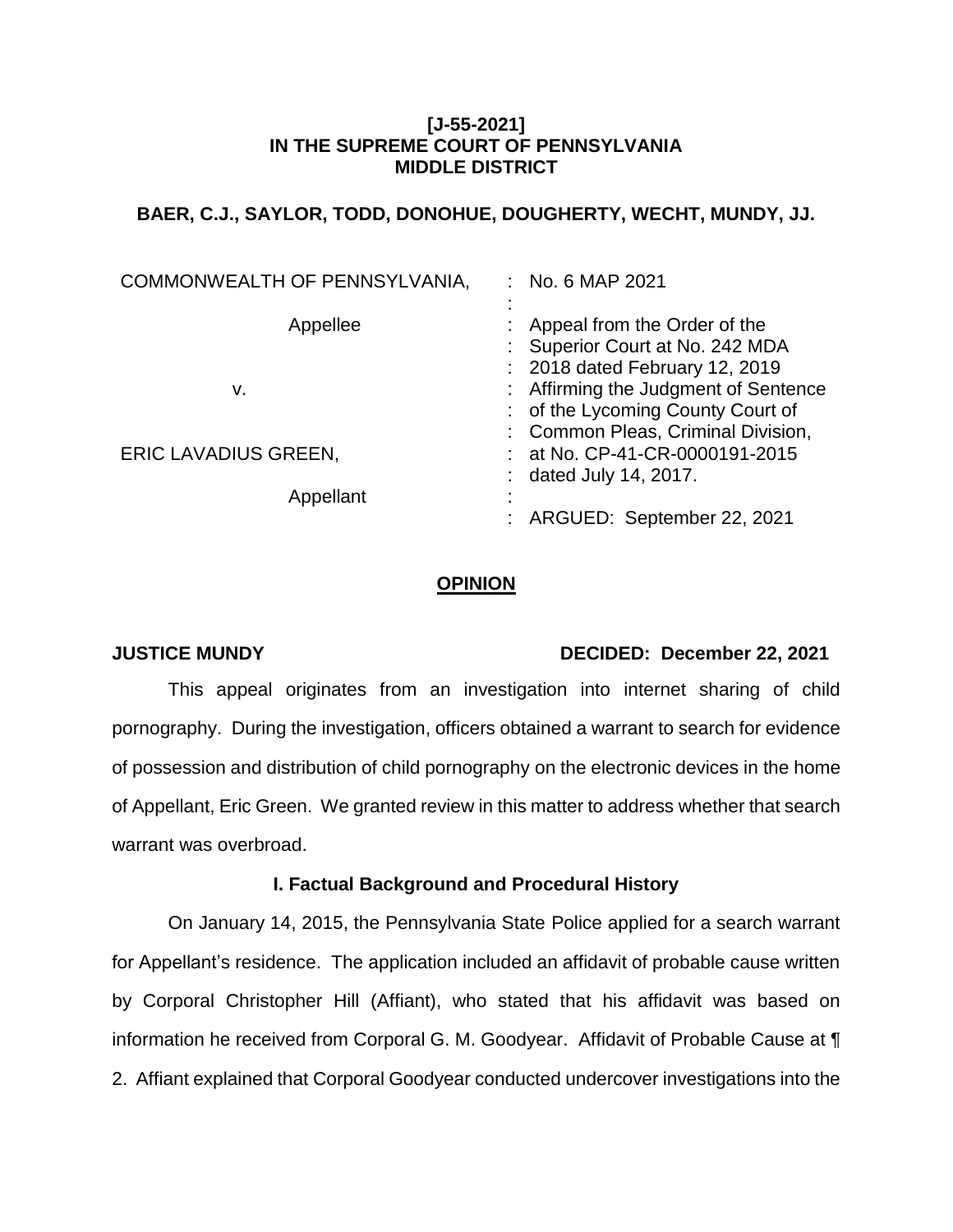**[J-55-2021]**
**IN THE SUPREME COURT OF PENNSYLVANIA**
**MIDDLE DISTRICT**

**BAER, C.J., SAYLOR, TODD, DONOHUE, DOUGHERTY, WECHT, MUNDY, JJ.**

| | |
|---|---|
| COMMONWEALTH OF PENNSYLVANIA,<br><br>Appellee<br><br>v.<br><br>ERIC LAVADIUS GREEN,<br><br>Appellant | : No. 6 MAP 2021<br>:<br>: Appeal from the Order of the<br>: Superior Court at No. 242 MDA<br>: 2018 dated February 12, 2019<br>: Affirming the Judgment of Sentence<br>: of the Lycoming County Court of<br>: Common Pleas, Criminal Division,<br>: at No. CP-41-CR-0000191-2015<br>: dated July 14, 2017.<br>:<br>: ARGUED: September 22, 2021 |

## OPINION

**JUSTICE MUNDY** **DECIDED: December 22, 2021**

This appeal originates from an investigation into internet sharing of child pornography. During the investigation, officers obtained a warrant to search for evidence of possession and distribution of child pornography on the electronic devices in the home of Appellant, Eric Green. We granted review in this matter to address whether that search warrant was overbroad.

### I. Factual Background and Procedural History

On January 14, 2015, the Pennsylvania State Police applied for a search warrant for Appellant's residence. The application included an affidavit of probable cause written by Corporal Christopher Hill (Affiant), who stated that his affidavit was based on information he received from Corporal G. M. Goodyear. Affidavit of Probable Cause at ¶ 2. Affiant explained that Corporal Goodyear conducted undercover investigations into the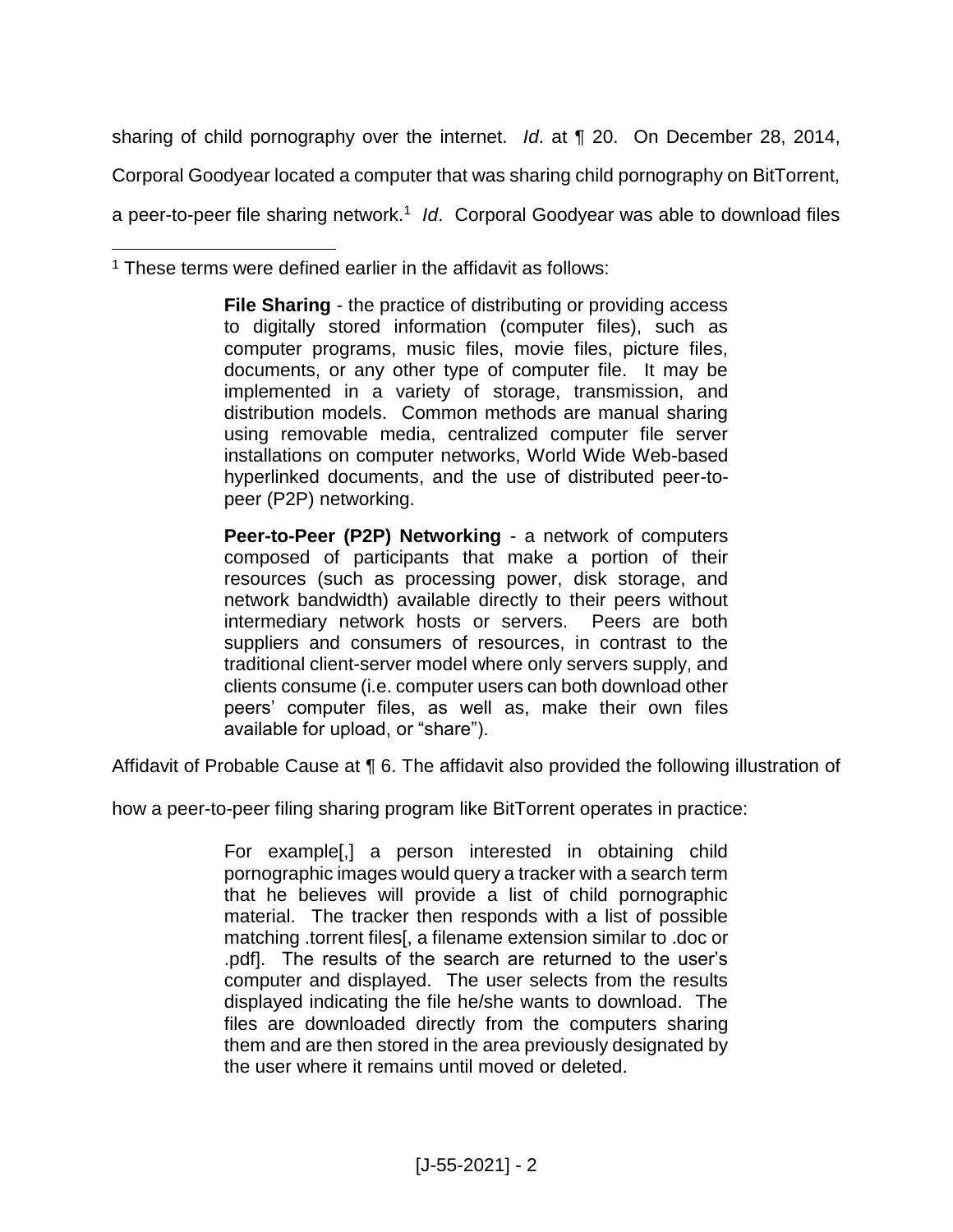sharing of child pornography over the internet. *Id*. at ¶ 20. On December 28, 2014, Corporal Goodyear located a computer that was sharing child pornography on BitTorrent, a peer-to-peer file sharing network.[1] *Id*. Corporal Goodyear was able to download files

> For example[,] a person interested in obtaining child pornographic images would query a tracker with a search term that he believes will provide a list of child pornographic material. The tracker then responds with a list of possible matching .torrent files[, a filename extension similar to .doc or .pdf]. The results of the search are returned to the user's computer and displayed. The user selects from the results displayed indicating the file he/she wants to download. The files are downloaded directly from the computers sharing them and are then stored in the area previously designated by the user where it remains until moved or deleted.

---

[1] These terms were defined earlier in the affidavit as follows:

> **File Sharing** - the practice of distributing or providing access to digitally stored information (computer files), such as computer programs, music files, movie files, picture files, documents, or any other type of computer file. It may be implemented in a variety of storage, transmission, and distribution models. Common methods are manual sharing using removable media, centralized computer file server installations on computer networks, World Wide Web-based hyperlinked documents, and the use of distributed peer-to-peer (P2P) networking.
>
> **Peer-to-Peer (P2P) Networking** - a network of computers composed of participants that make a portion of their resources (such as processing power, disk storage, and network bandwidth) available directly to their peers without intermediary network hosts or servers. Peers are both suppliers and consumers of resources, in contrast to the traditional client-server model where only servers supply, and clients consume (i.e. computer users can both download other peers' computer files, as well as, make their own files available for upload, or "share").

Affidavit of Probable Cause at ¶ 6. The affidavit also provided the following illustration of how a peer-to-peer filing sharing program like BitTorrent operates in practice: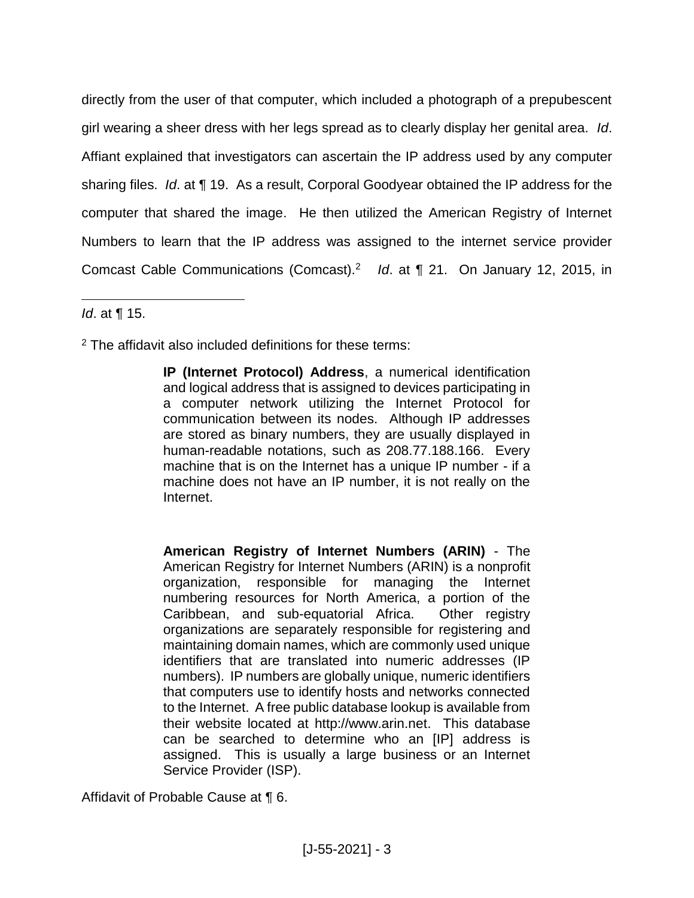directly from the user of that computer, which included a photograph of a prepubescent girl wearing a sheer dress with her legs spread as to clearly display her genital area. *Id*. Affiant explained that investigators can ascertain the IP address used by any computer sharing files. *Id*. at ¶ 19. As a result, Corporal Goodyear obtained the IP address for the computer that shared the image. He then utilized the American Registry of Internet Numbers to learn that the IP address was assigned to the internet service provider Comcast Cable Communications (Comcast).[2] *Id*. at ¶ 21. On January 12, 2015, in

---

*Id*. at ¶ 15.

[2] The affidavit also included definitions for these terms:

> **IP (Internet Protocol) Address**, a numerical identification and logical address that is assigned to devices participating in a computer network utilizing the Internet Protocol for communication between its nodes. Although IP addresses are stored as binary numbers, they are usually displayed in human-readable notations, such as 208.77.188.166. Every machine that is on the Internet has a unique IP number - if a machine does not have an IP number, it is not really on the Internet.
>
> **American Registry of Internet Numbers (ARIN)** - The American Registry for Internet Numbers (ARIN) is a nonprofit organization, responsible for managing the Internet numbering resources for North America, a portion of the Caribbean, and sub-equatorial Africa. Other registry organizations are separately responsible for registering and maintaining domain names, which are commonly used unique identifiers that are translated into numeric addresses (IP numbers). IP numbers are globally unique, numeric identifiers that computers use to identify hosts and networks connected to the Internet. A free public database lookup is available from their website located at http://www.arin.net. This database can be searched to determine who an [IP] address is assigned. This is usually a large business or an Internet Service Provider (ISP).

Affidavit of Probable Cause at ¶ 6.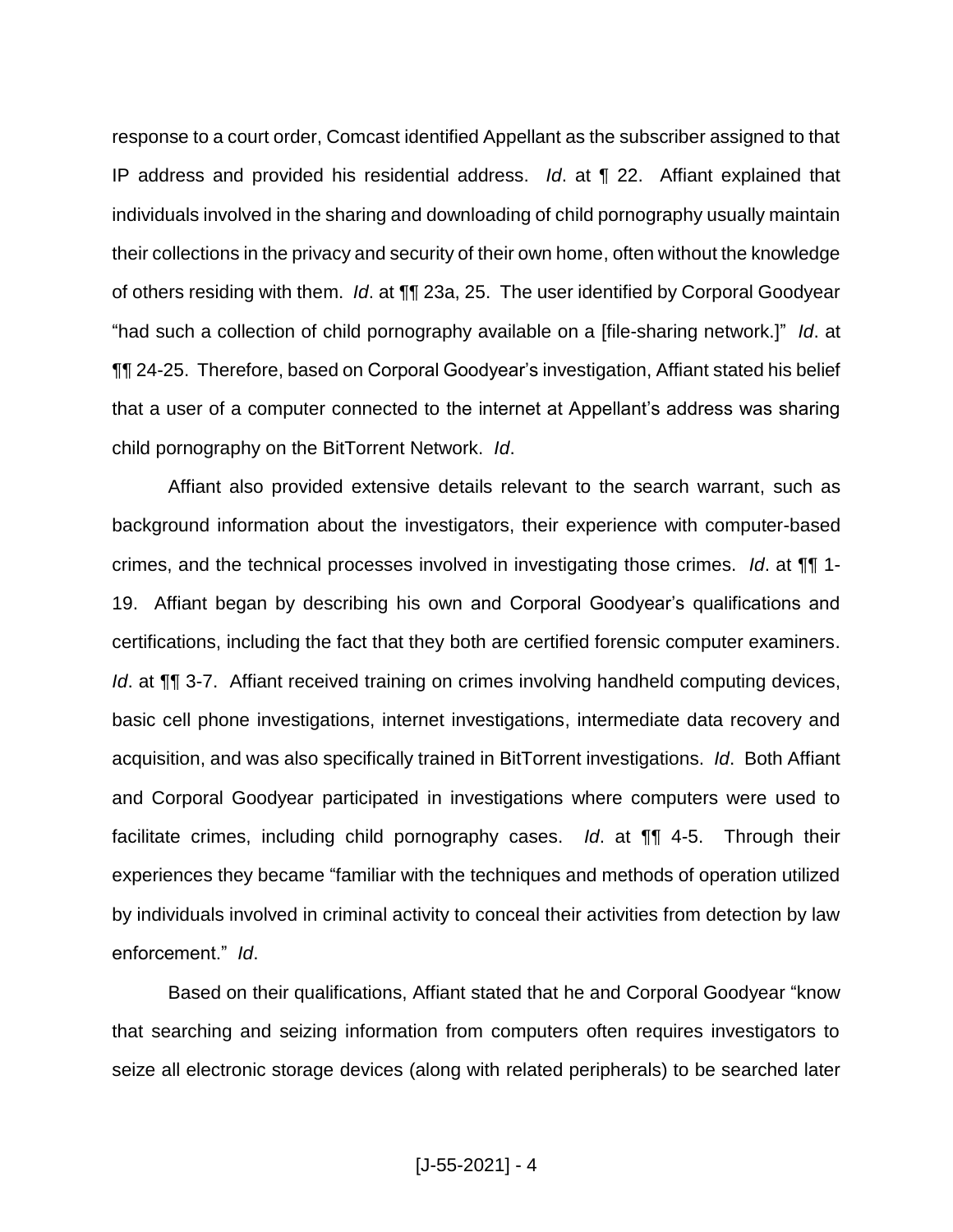response to a court order, Comcast identified Appellant as the subscriber assigned to that IP address and provided his residential address. *Id*. at ¶ 22. Affiant explained that individuals involved in the sharing and downloading of child pornography usually maintain their collections in the privacy and security of their own home, often without the knowledge of others residing with them. *Id*. at ¶¶ 23a, 25. The user identified by Corporal Goodyear "had such a collection of child pornography available on a [file-sharing network.]" *Id*. at ¶¶ 24-25. Therefore, based on Corporal Goodyear's investigation, Affiant stated his belief that a user of a computer connected to the internet at Appellant's address was sharing child pornography on the BitTorrent Network. *Id*.

Affiant also provided extensive details relevant to the search warrant, such as background information about the investigators, their experience with computer-based crimes, and the technical processes involved in investigating those crimes. *Id*. at ¶¶ 1-19. Affiant began by describing his own and Corporal Goodyear's qualifications and certifications, including the fact that they both are certified forensic computer examiners. *Id*. at ¶¶ 3-7. Affiant received training on crimes involving handheld computing devices, basic cell phone investigations, internet investigations, intermediate data recovery and acquisition, and was also specifically trained in BitTorrent investigations. *Id*. Both Affiant and Corporal Goodyear participated in investigations where computers were used to facilitate crimes, including child pornography cases. *Id*. at ¶¶ 4-5. Through their experiences they became "familiar with the techniques and methods of operation utilized by individuals involved in criminal activity to conceal their activities from detection by law enforcement." *Id*.

Based on their qualifications, Affiant stated that he and Corporal Goodyear "know that searching and seizing information from computers often requires investigators to seize all electronic storage devices (along with related peripherals) to be searched later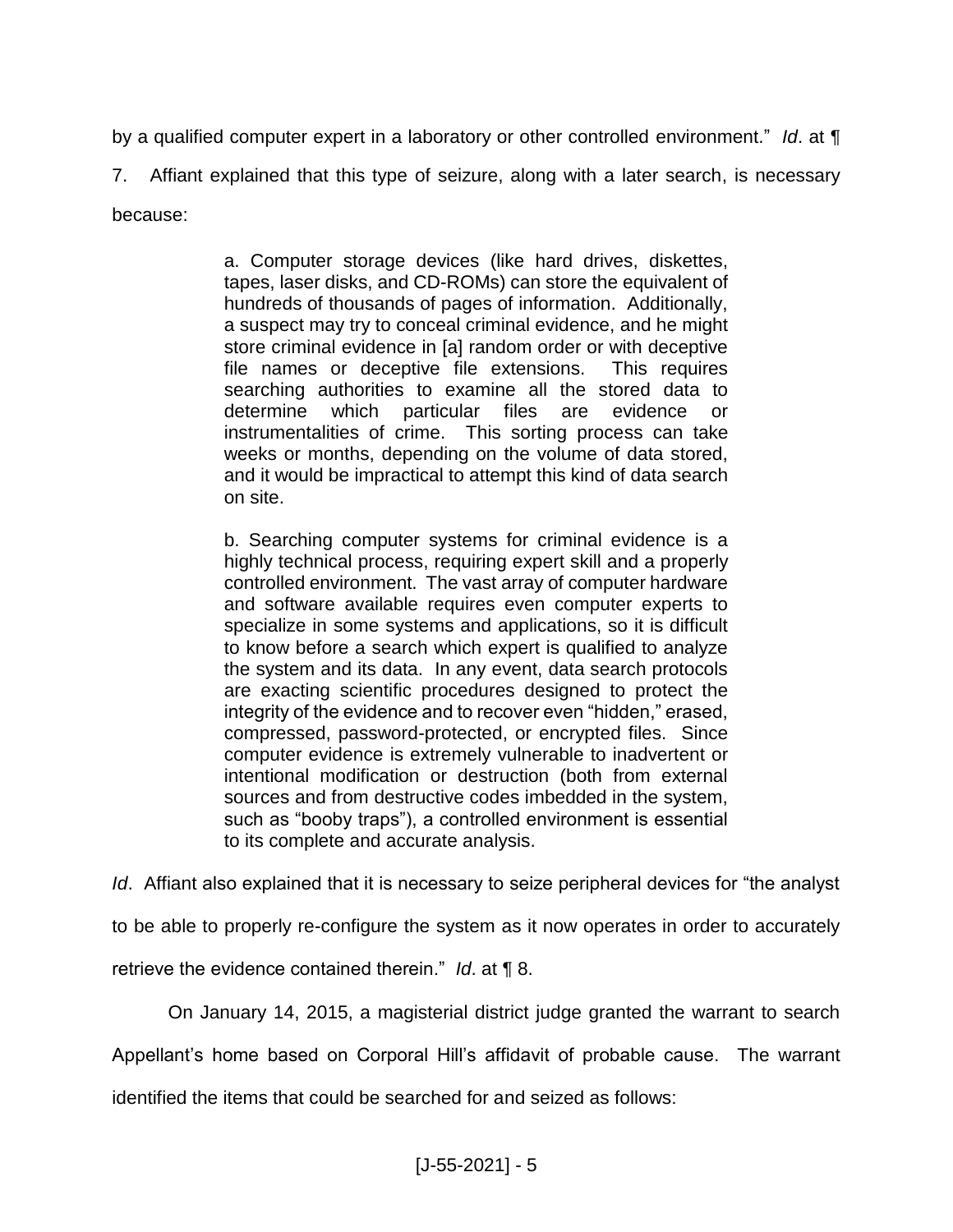by a qualified computer expert in a laboratory or other controlled environment." *Id*. at ¶ 7. Affiant explained that this type of seizure, along with a later search, is necessary because:

> a. Computer storage devices (like hard drives, diskettes, tapes, laser disks, and CD-ROMs) can store the equivalent of hundreds of thousands of pages of information. Additionally, a suspect may try to conceal criminal evidence, and he might store criminal evidence in [a] random order or with deceptive file names or deceptive file extensions. This requires searching authorities to examine all the stored data to determine which particular files are evidence or instrumentalities of crime. This sorting process can take weeks or months, depending on the volume of data stored, and it would be impractical to attempt this kind of data search on site.
>
> b. Searching computer systems for criminal evidence is a highly technical process, requiring expert skill and a properly controlled environment. The vast array of computer hardware and software available requires even computer experts to specialize in some systems and applications, so it is difficult to know before a search which expert is qualified to analyze the system and its data. In any event, data search protocols are exacting scientific procedures designed to protect the integrity of the evidence and to recover even "hidden," erased, compressed, password-protected, or encrypted files. Since computer evidence is extremely vulnerable to inadvertent or intentional modification or destruction (both from external sources and from destructive codes imbedded in the system, such as "booby traps"), a controlled environment is essential to its complete and accurate analysis.

*Id*. Affiant also explained that it is necessary to seize peripheral devices for "the analyst to be able to properly re-configure the system as it now operates in order to accurately retrieve the evidence contained therein." *Id*. at ¶ 8.

On January 14, 2015, a magisterial district judge granted the warrant to search Appellant's home based on Corporal Hill's affidavit of probable cause. The warrant identified the items that could be searched for and seized as follows: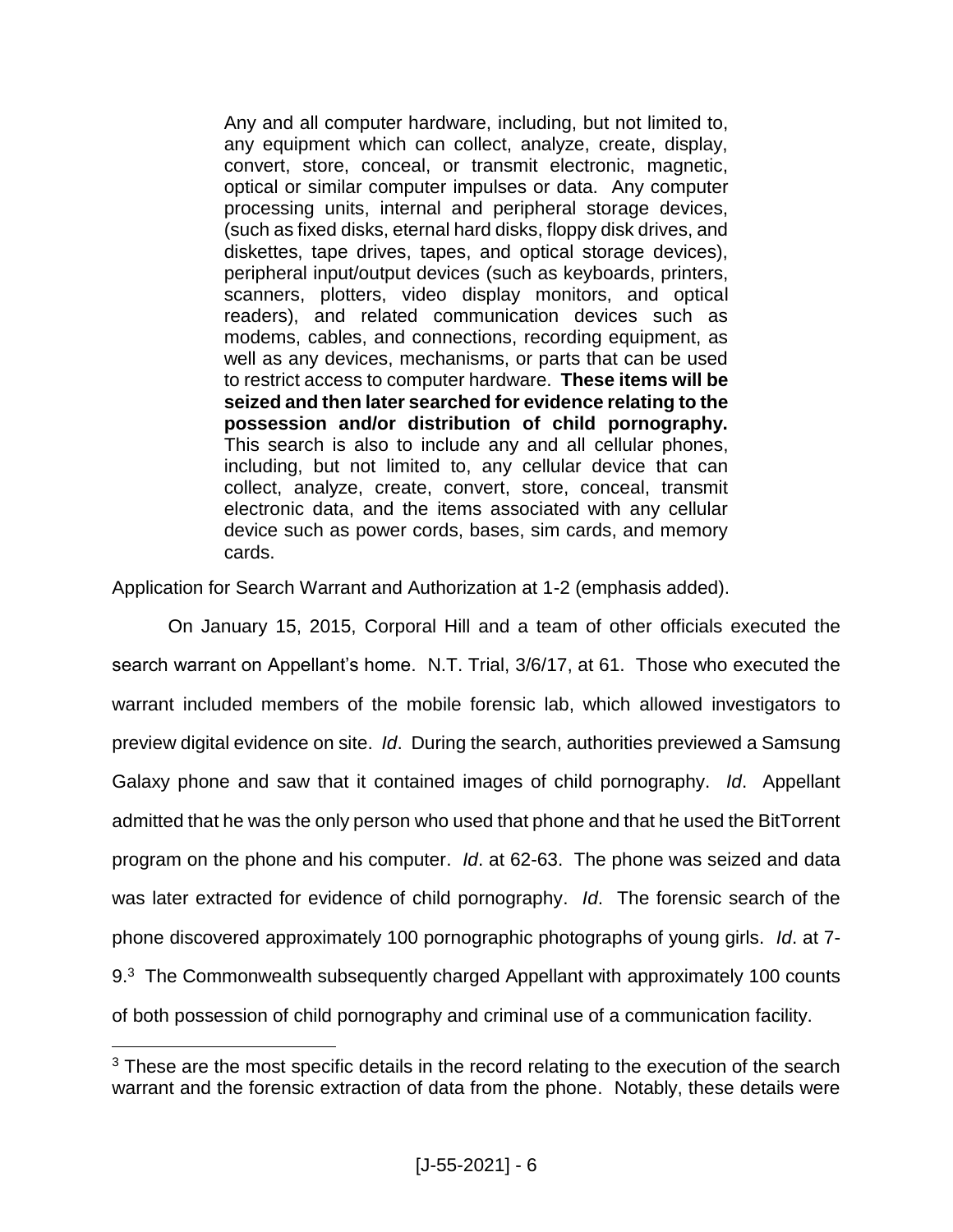> Any and all computer hardware, including, but not limited to, any equipment which can collect, analyze, create, display, convert, store, conceal, or transmit electronic, magnetic, optical or similar computer impulses or data. Any computer processing units, internal and peripheral storage devices, (such as fixed disks, eternal hard disks, floppy disk drives, and diskettes, tape drives, tapes, and optical storage devices), peripheral input/output devices (such as keyboards, printers, scanners, plotters, video display monitors, and optical readers), and related communication devices such as modems, cables, and connections, recording equipment, as well as any devices, mechanisms, or parts that can be used to restrict access to computer hardware. **These items will be seized and then later searched for evidence relating to the possession and/or distribution of child pornography.** This search is also to include any and all cellular phones, including, but not limited to, any cellular device that can collect, analyze, create, convert, store, conceal, transmit electronic data, and the items associated with any cellular device such as power cords, bases, sim cards, and memory cards.

Application for Search Warrant and Authorization at 1-2 (emphasis added).

On January 15, 2015, Corporal Hill and a team of other officials executed the search warrant on Appellant's home. N.T. Trial, 3/6/17, at 61. Those who executed the warrant included members of the mobile forensic lab, which allowed investigators to preview digital evidence on site. *Id*. During the search, authorities previewed a Samsung Galaxy phone and saw that it contained images of child pornography. *Id*. Appellant admitted that he was the only person who used that phone and that he used the BitTorrent program on the phone and his computer. *Id*. at 62-63. The phone was seized and data was later extracted for evidence of child pornography. *Id*. The forensic search of the phone discovered approximately 100 pornographic photographs of young girls. *Id*. at 7-9.[3] The Commonwealth subsequently charged Appellant with approximately 100 counts of both possession of child pornography and criminal use of a communication facility.

[3] These are the most specific details in the record relating to the execution of the search warrant and the forensic extraction of data from the phone. Notably, these details were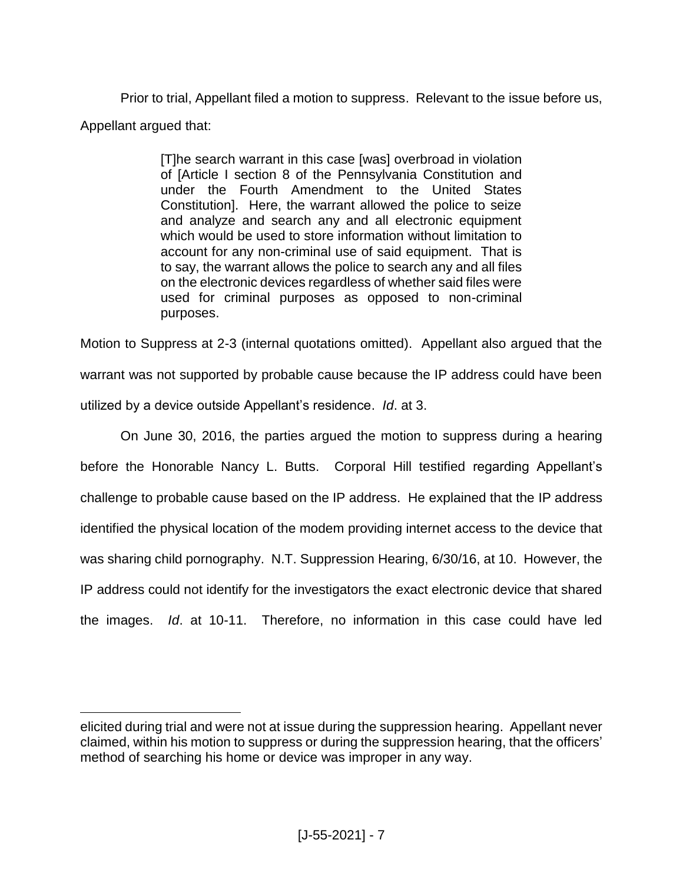Prior to trial, Appellant filed a motion to suppress. Relevant to the issue before us, Appellant argued that:

> [T]he search warrant in this case [was] overbroad in violation of [Article I section 8 of the Pennsylvania Constitution and under the Fourth Amendment to the United States Constitution]. Here, the warrant allowed the police to seize and analyze and search any and all electronic equipment which would be used to store information without limitation to account for any non-criminal use of said equipment. That is to say, the warrant allows the police to search any and all files on the electronic devices regardless of whether said files were used for criminal purposes as opposed to non-criminal purposes.

Motion to Suppress at 2-3 (internal quotations omitted). Appellant also argued that the warrant was not supported by probable cause because the IP address could have been utilized by a device outside Appellant's residence. *Id*. at 3.

On June 30, 2016, the parties argued the motion to suppress during a hearing before the Honorable Nancy L. Butts. Corporal Hill testified regarding Appellant's challenge to probable cause based on the IP address. He explained that the IP address identified the physical location of the modem providing internet access to the device that was sharing child pornography. N.T. Suppression Hearing, 6/30/16, at 10. However, the IP address could not identify for the investigators the exact electronic device that shared the images. *Id*. at 10-11. Therefore, no information in this case could have led

---

elicited during trial and were not at issue during the suppression hearing. Appellant never claimed, within his motion to suppress or during the suppression hearing, that the officers' method of searching his home or device was improper in any way.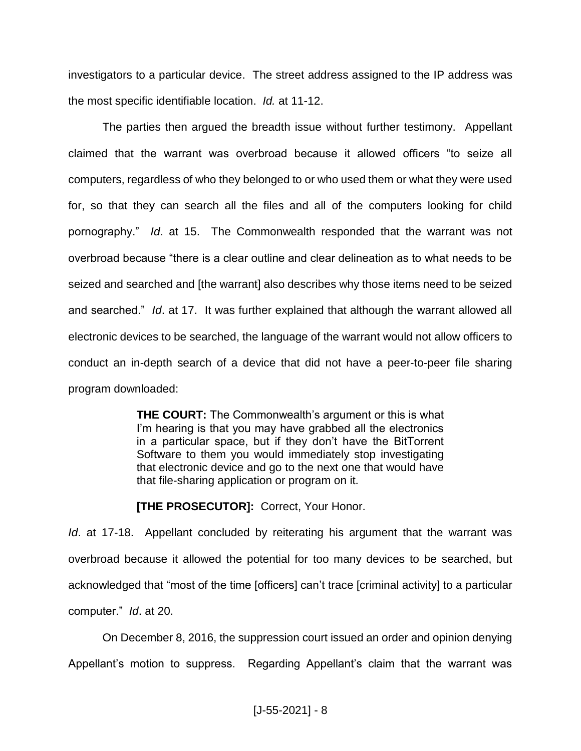investigators to a particular device. The street address assigned to the IP address was the most specific identifiable location. *Id.* at 11-12.

The parties then argued the breadth issue without further testimony. Appellant claimed that the warrant was overbroad because it allowed officers "to seize all computers, regardless of who they belonged to or who used them or what they were used for, so that they can search all the files and all of the computers looking for child pornography." *Id*. at 15. The Commonwealth responded that the warrant was not overbroad because "there is a clear outline and clear delineation as to what needs to be seized and searched and [the warrant] also describes why those items need to be seized and searched." *Id*. at 17. It was further explained that although the warrant allowed all electronic devices to be searched, the language of the warrant would not allow officers to conduct an in-depth search of a device that did not have a peer-to-peer file sharing program downloaded:

> **THE COURT:** The Commonwealth's argument or this is what I'm hearing is that you may have grabbed all the electronics in a particular space, but if they don't have the BitTorrent Software to them you would immediately stop investigating that electronic device and go to the next one that would have that file-sharing application or program on it.
>
> **[THE PROSECUTOR]:** Correct, Your Honor.

*Id*. at 17-18. Appellant concluded by reiterating his argument that the warrant was overbroad because it allowed the potential for too many devices to be searched, but acknowledged that "most of the time [officers] can't trace [criminal activity] to a particular computer." *Id*. at 20.

On December 8, 2016, the suppression court issued an order and opinion denying Appellant's motion to suppress. Regarding Appellant's claim that the warrant was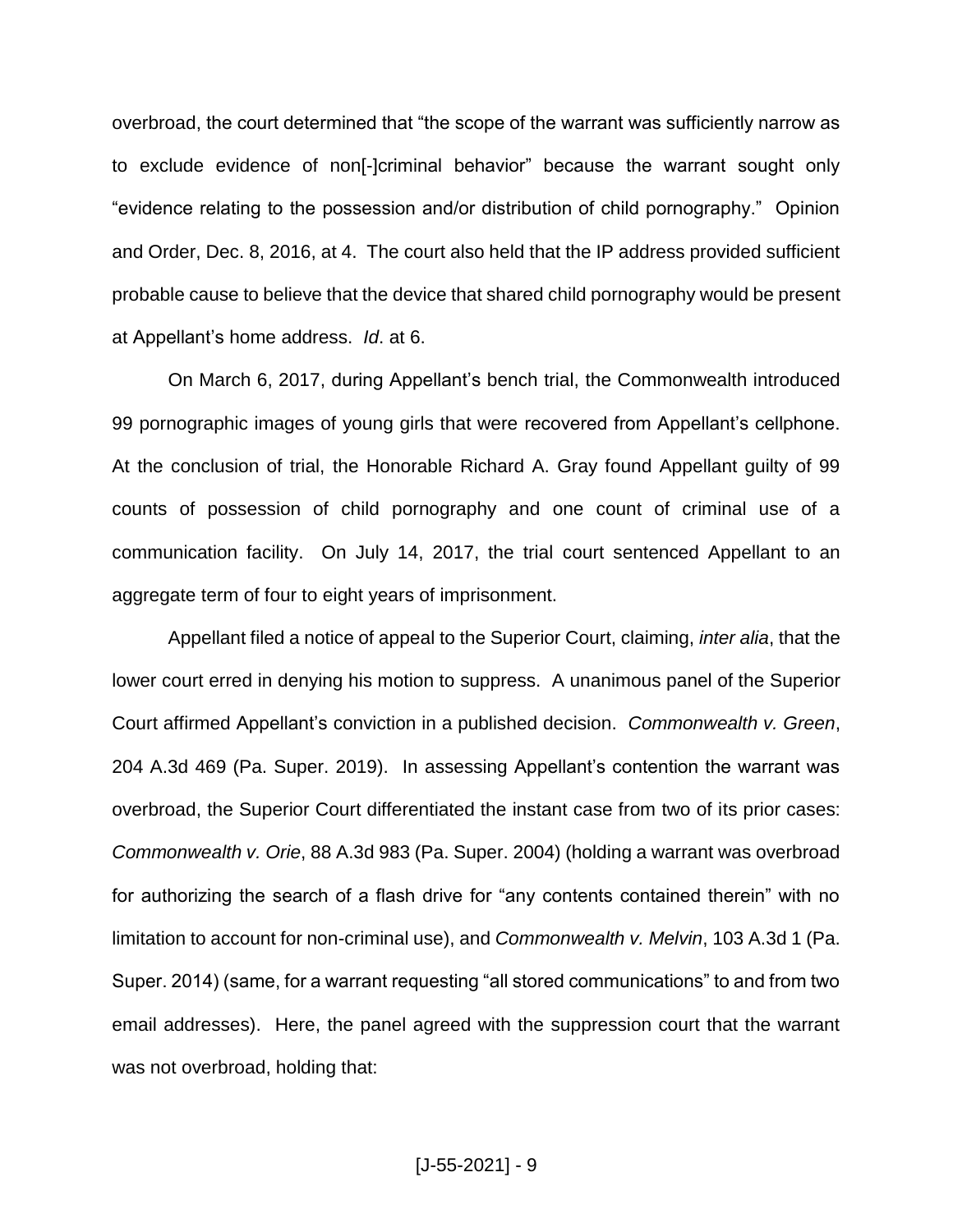overbroad, the court determined that "the scope of the warrant was sufficiently narrow as to exclude evidence of non[-]criminal behavior" because the warrant sought only "evidence relating to the possession and/or distribution of child pornography." Opinion and Order, Dec. 8, 2016, at 4. The court also held that the IP address provided sufficient probable cause to believe that the device that shared child pornography would be present at Appellant's home address. *Id*. at 6.

On March 6, 2017, during Appellant's bench trial, the Commonwealth introduced 99 pornographic images of young girls that were recovered from Appellant's cellphone. At the conclusion of trial, the Honorable Richard A. Gray found Appellant guilty of 99 counts of possession of child pornography and one count of criminal use of a communication facility. On July 14, 2017, the trial court sentenced Appellant to an aggregate term of four to eight years of imprisonment.

Appellant filed a notice of appeal to the Superior Court, claiming, *inter alia*, that the lower court erred in denying his motion to suppress. A unanimous panel of the Superior Court affirmed Appellant's conviction in a published decision. *Commonwealth v. Green*, 204 A.3d 469 (Pa. Super. 2019). In assessing Appellant's contention the warrant was overbroad, the Superior Court differentiated the instant case from two of its prior cases: *Commonwealth v. Orie*, 88 A.3d 983 (Pa. Super. 2004) (holding a warrant was overbroad for authorizing the search of a flash drive for "any contents contained therein" with no limitation to account for non-criminal use), and *Commonwealth v. Melvin*, 103 A.3d 1 (Pa. Super. 2014) (same, for a warrant requesting "all stored communications" to and from two email addresses). Here, the panel agreed with the suppression court that the warrant was not overbroad, holding that: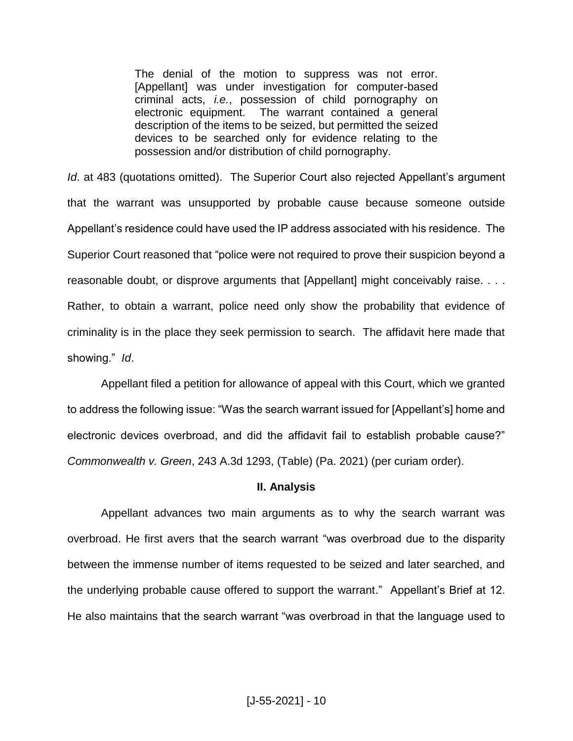> The denial of the motion to suppress was not error. [Appellant] was under investigation for computer-based criminal acts, *i.e.*, possession of child pornography on electronic equipment. The warrant contained a general description of the items to be seized, but permitted the seized devices to be searched only for evidence relating to the possession and/or distribution of child pornography.

*Id*. at 483 (quotations omitted). The Superior Court also rejected Appellant's argument that the warrant was unsupported by probable cause because someone outside Appellant's residence could have used the IP address associated with his residence. The Superior Court reasoned that "police were not required to prove their suspicion beyond a reasonable doubt, or disprove arguments that [Appellant] might conceivably raise. . . . Rather, to obtain a warrant, police need only show the probability that evidence of criminality is in the place they seek permission to search. The affidavit here made that showing." *Id*.

Appellant filed a petition for allowance of appeal with this Court, which we granted to address the following issue: "Was the search warrant issued for [Appellant's] home and electronic devices overbroad, and did the affidavit fail to establish probable cause?" *Commonwealth v. Green*, 243 A.3d 1293, (Table) (Pa. 2021) (per curiam order).

## II. Analysis

Appellant advances two main arguments as to why the search warrant was overbroad. He first avers that the search warrant "was overbroad due to the disparity between the immense number of items requested to be seized and later searched, and the underlying probable cause offered to support the warrant." Appellant's Brief at 12. He also maintains that the search warrant "was overbroad in that the language used to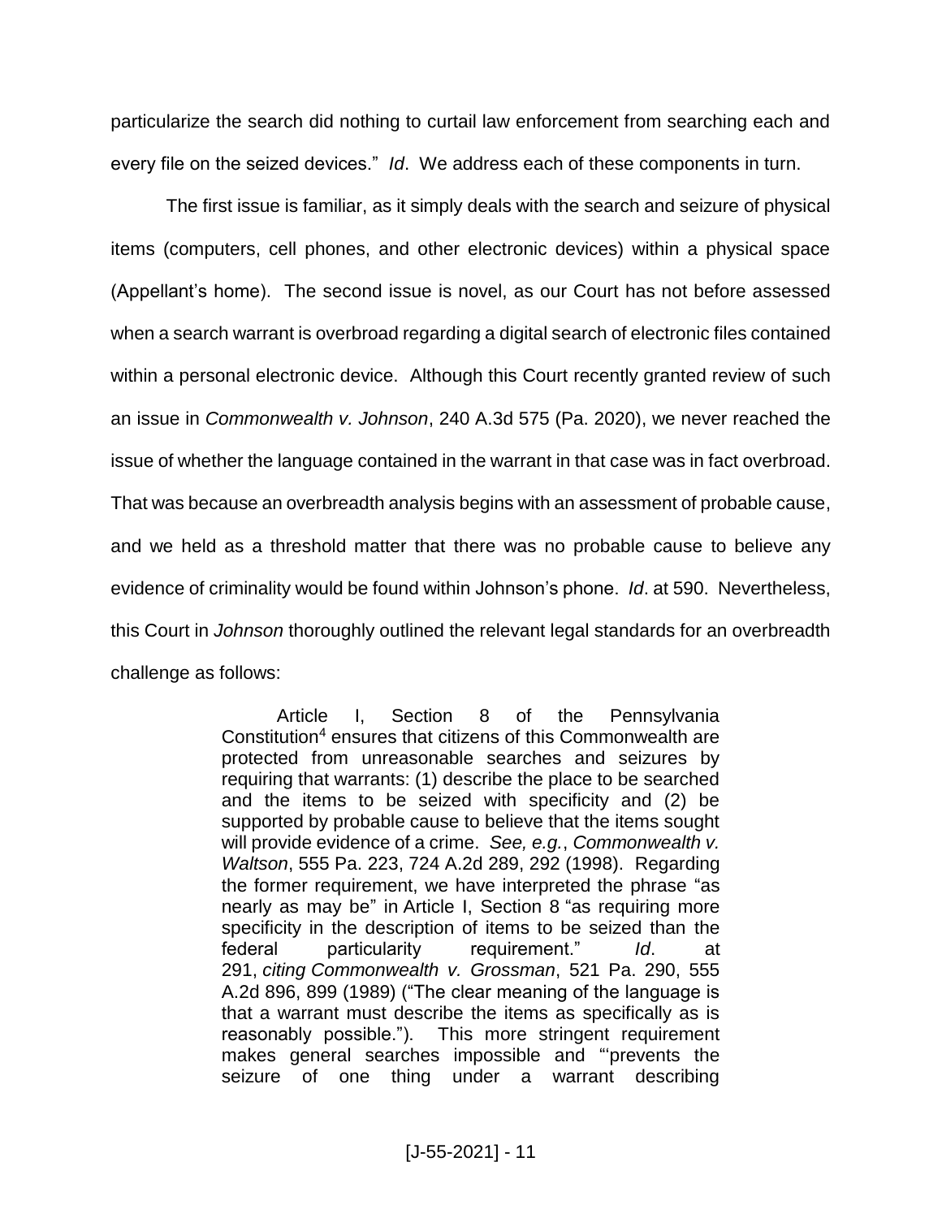particularize the search did nothing to curtail law enforcement from searching each and every file on the seized devices." *Id*. We address each of these components in turn.

The first issue is familiar, as it simply deals with the search and seizure of physical items (computers, cell phones, and other electronic devices) within a physical space (Appellant's home). The second issue is novel, as our Court has not before assessed when a search warrant is overbroad regarding a digital search of electronic files contained within a personal electronic device. Although this Court recently granted review of such an issue in *Commonwealth v. Johnson*, 240 A.3d 575 (Pa. 2020), we never reached the issue of whether the language contained in the warrant in that case was in fact overbroad. That was because an overbreadth analysis begins with an assessment of probable cause, and we held as a threshold matter that there was no probable cause to believe any evidence of criminality would be found within Johnson's phone. *Id*. at 590. Nevertheless, this Court in *Johnson* thoroughly outlined the relevant legal standards for an overbreadth challenge as follows:

> Article I, Section 8 of the Pennsylvania Constitution[4] ensures that citizens of this Commonwealth are protected from unreasonable searches and seizures by requiring that warrants: (1) describe the place to be searched and the items to be seized with specificity and (2) be supported by probable cause to believe that the items sought will provide evidence of a crime. *See, e.g.*, *Commonwealth v. Waltson*, 555 Pa. 223, 724 A.2d 289, 292 (1998). Regarding the former requirement, we have interpreted the phrase "as nearly as may be" in Article I, Section 8 "as requiring more specificity in the description of items to be seized than the federal particularity requirement." *Id*. at 291, *citing Commonwealth v. Grossman*, 521 Pa. 290, 555 A.2d 896, 899 (1989) ("The clear meaning of the language is that a warrant must describe the items as specifically as is reasonably possible."). This more stringent requirement makes general searches impossible and "'prevents the seizure of one thing under a warrant describing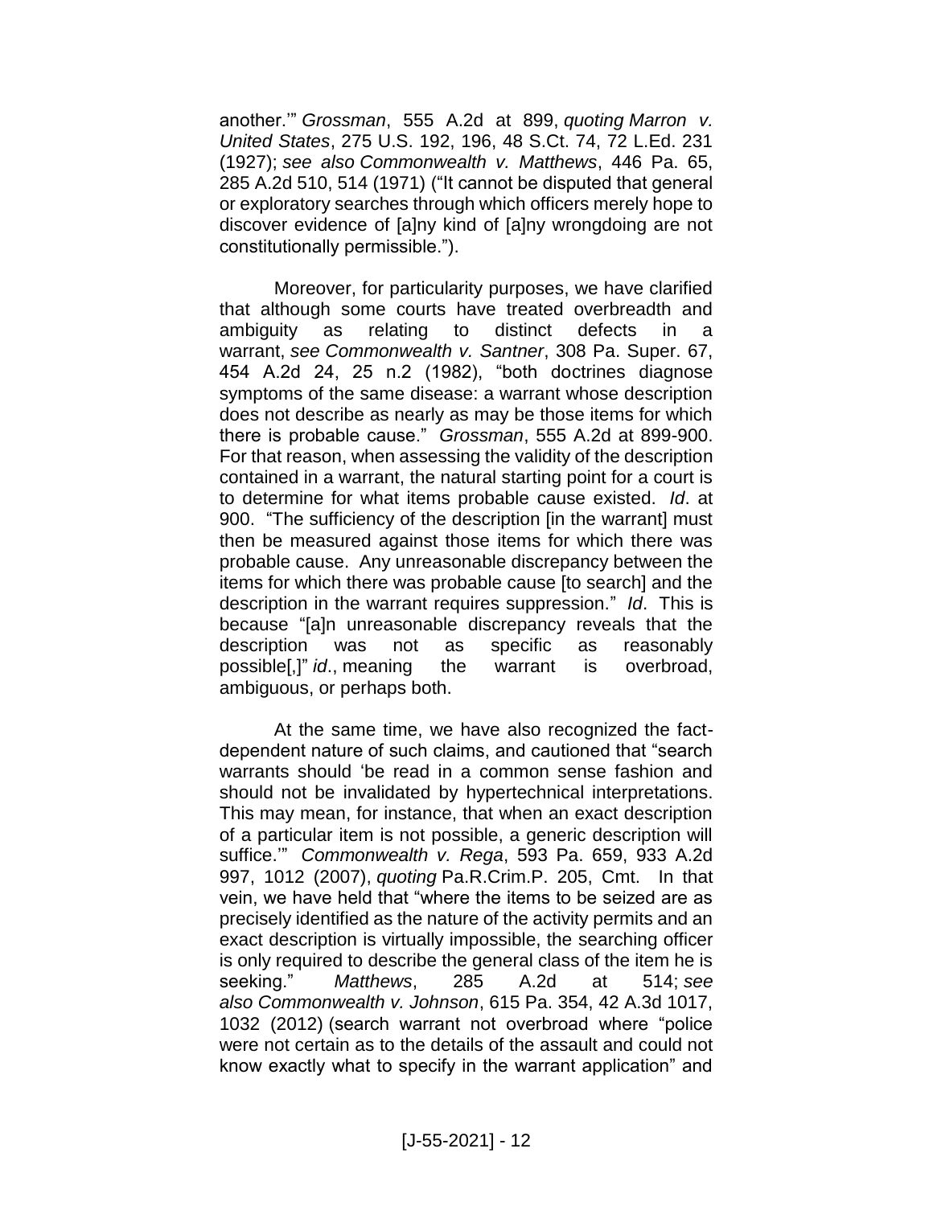another.'" *Grossman*, 555 A.2d at 899, *quoting Marron v. United States*, 275 U.S. 192, 196, 48 S.Ct. 74, 72 L.Ed. 231 (1927); *see also Commonwealth v. Matthews*, 446 Pa. 65, 285 A.2d 510, 514 (1971) ("It cannot be disputed that general or exploratory searches through which officers merely hope to discover evidence of [a]ny kind of [a]ny wrongdoing are not constitutionally permissible.").

Moreover, for particularity purposes, we have clarified that although some courts have treated overbreadth and ambiguity as relating to distinct defects in a warrant, *see Commonwealth v. Santner*, 308 Pa. Super. 67, 454 A.2d 24, 25 n.2 (1982), "both doctrines diagnose symptoms of the same disease: a warrant whose description does not describe as nearly as may be those items for which there is probable cause." *Grossman*, 555 A.2d at 899-900. For that reason, when assessing the validity of the description contained in a warrant, the natural starting point for a court is to determine for what items probable cause existed. *Id*. at 900. "The sufficiency of the description [in the warrant] must then be measured against those items for which there was probable cause. Any unreasonable discrepancy between the items for which there was probable cause [to search] and the description in the warrant requires suppression." *Id*. This is because "[a]n unreasonable discrepancy reveals that the description was not as specific as reasonably possible[,]" *id*., meaning the warrant is overbroad, ambiguous, or perhaps both.

At the same time, we have also recognized the fact-dependent nature of such claims, and cautioned that "search warrants should 'be read in a common sense fashion and should not be invalidated by hypertechnical interpretations. This may mean, for instance, that when an exact description of a particular item is not possible, a generic description will suffice.'" *Commonwealth v. Rega*, 593 Pa. 659, 933 A.2d 997, 1012 (2007), *quoting* Pa.R.Crim.P. 205, Cmt. In that vein, we have held that "where the items to be seized are as precisely identified as the nature of the activity permits and an exact description is virtually impossible, the searching officer is only required to describe the general class of the item he is seeking." *Matthews*, 285 A.2d at 514; *see also Commonwealth v. Johnson*, 615 Pa. 354, 42 A.3d 1017, 1032 (2012) (search warrant not overbroad where "police were not certain as to the details of the assault and could not know exactly what to specify in the warrant application" and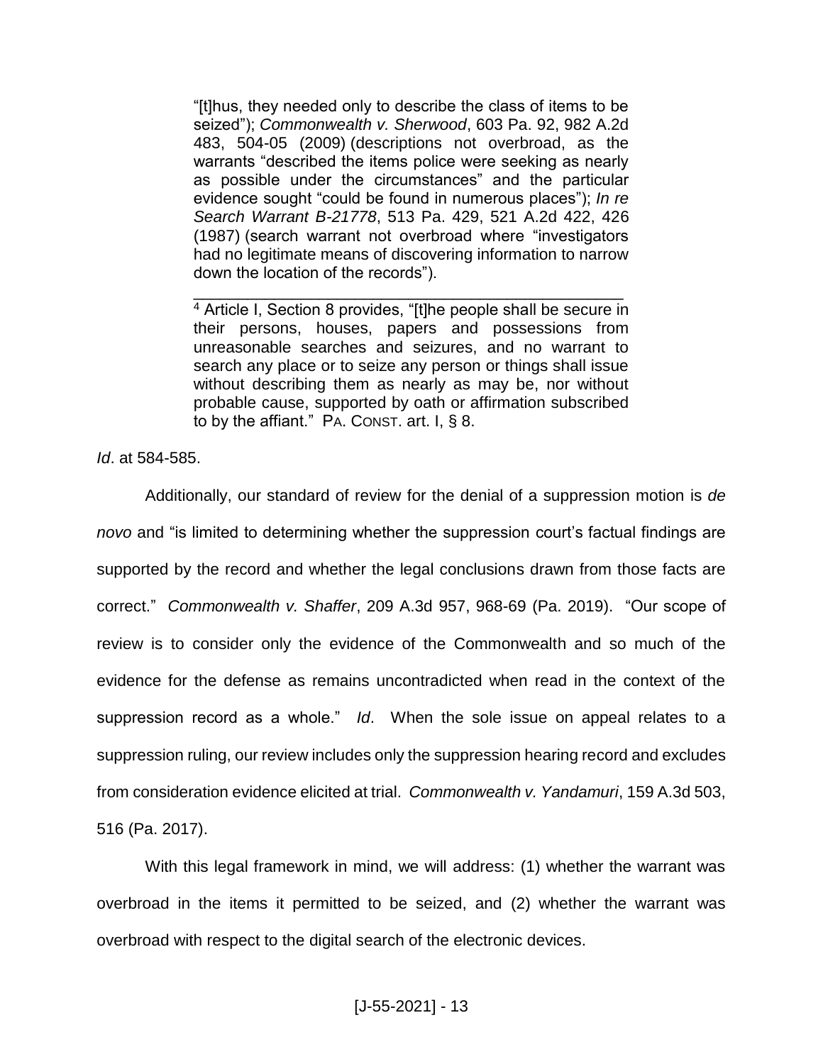> "[t]hus, they needed only to describe the class of items to be seized"); *Commonwealth v. Sherwood*, 603 Pa. 92, 982 A.2d 483, 504-05 (2009) (descriptions not overbroad, as the warrants "described the items police were seeking as nearly as possible under the circumstances" and the particular evidence sought "could be found in numerous places"); *In re Search Warrant B-21778*, 513 Pa. 429, 521 A.2d 422, 426 (1987) (search warrant not overbroad where "investigators had no legitimate means of discovering information to narrow down the location of the records").
>
> ---
>
> [4] Article I, Section 8 provides, "[t]he people shall be secure in their persons, houses, papers and possessions from unreasonable searches and seizures, and no warrant to search any place or to seize any person or things shall issue without describing them as nearly as may be, nor without probable cause, supported by oath or affirmation subscribed to by the affiant." PA. CONST. art. I, § 8.

*Id*. at 584-585.

Additionally, our standard of review for the denial of a suppression motion is *de novo* and "is limited to determining whether the suppression court's factual findings are supported by the record and whether the legal conclusions drawn from those facts are correct." *Commonwealth v. Shaffer*, 209 A.3d 957, 968-69 (Pa. 2019). "Our scope of review is to consider only the evidence of the Commonwealth and so much of the evidence for the defense as remains uncontradicted when read in the context of the suppression record as a whole." *Id*. When the sole issue on appeal relates to a suppression ruling, our review includes only the suppression hearing record and excludes from consideration evidence elicited at trial. *Commonwealth v. Yandamuri*, 159 A.3d 503, 516 (Pa. 2017).

With this legal framework in mind, we will address: (1) whether the warrant was overbroad in the items it permitted to be seized, and (2) whether the warrant was overbroad with respect to the digital search of the electronic devices.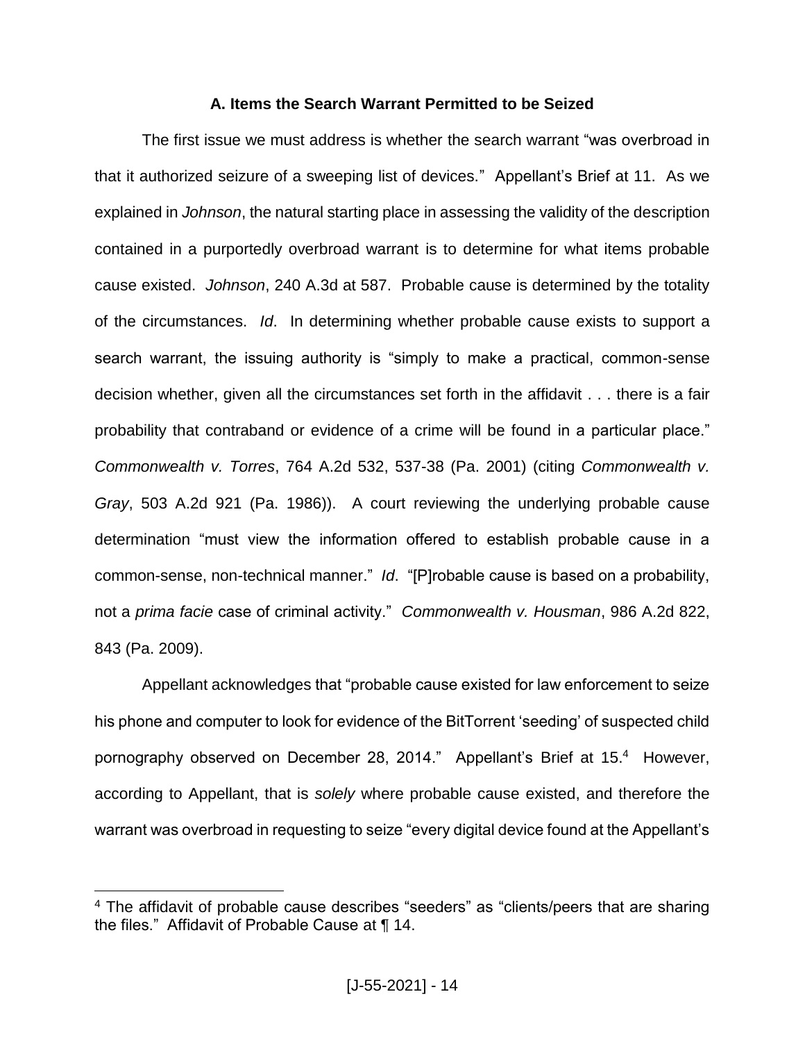### A. Items the Search Warrant Permitted to be Seized

The first issue we must address is whether the search warrant "was overbroad in that it authorized seizure of a sweeping list of devices." Appellant's Brief at 11. As we explained in *Johnson*, the natural starting place in assessing the validity of the description contained in a purportedly overbroad warrant is to determine for what items probable cause existed. *Johnson*, 240 A.3d at 587. Probable cause is determined by the totality of the circumstances. *Id*. In determining whether probable cause exists to support a search warrant, the issuing authority is "simply to make a practical, common-sense decision whether, given all the circumstances set forth in the affidavit . . . there is a fair probability that contraband or evidence of a crime will be found in a particular place." *Commonwealth v. Torres*, 764 A.2d 532, 537-38 (Pa. 2001) (citing *Commonwealth v. Gray*, 503 A.2d 921 (Pa. 1986)). A court reviewing the underlying probable cause determination "must view the information offered to establish probable cause in a common-sense, non-technical manner." *Id*. "[P]robable cause is based on a probability, not a *prima facie* case of criminal activity." *Commonwealth v. Housman*, 986 A.2d 822, 843 (Pa. 2009).

Appellant acknowledges that "probable cause existed for law enforcement to seize his phone and computer to look for evidence of the BitTorrent 'seeding' of suspected child pornography observed on December 28, 2014." Appellant's Brief at 15.[4] However, according to Appellant, that is *solely* where probable cause existed, and therefore the warrant was overbroad in requesting to seize "every digital device found at the Appellant's

---

[4] The affidavit of probable cause describes "seeders" as "clients/peers that are sharing the files." Affidavit of Probable Cause at ¶ 14.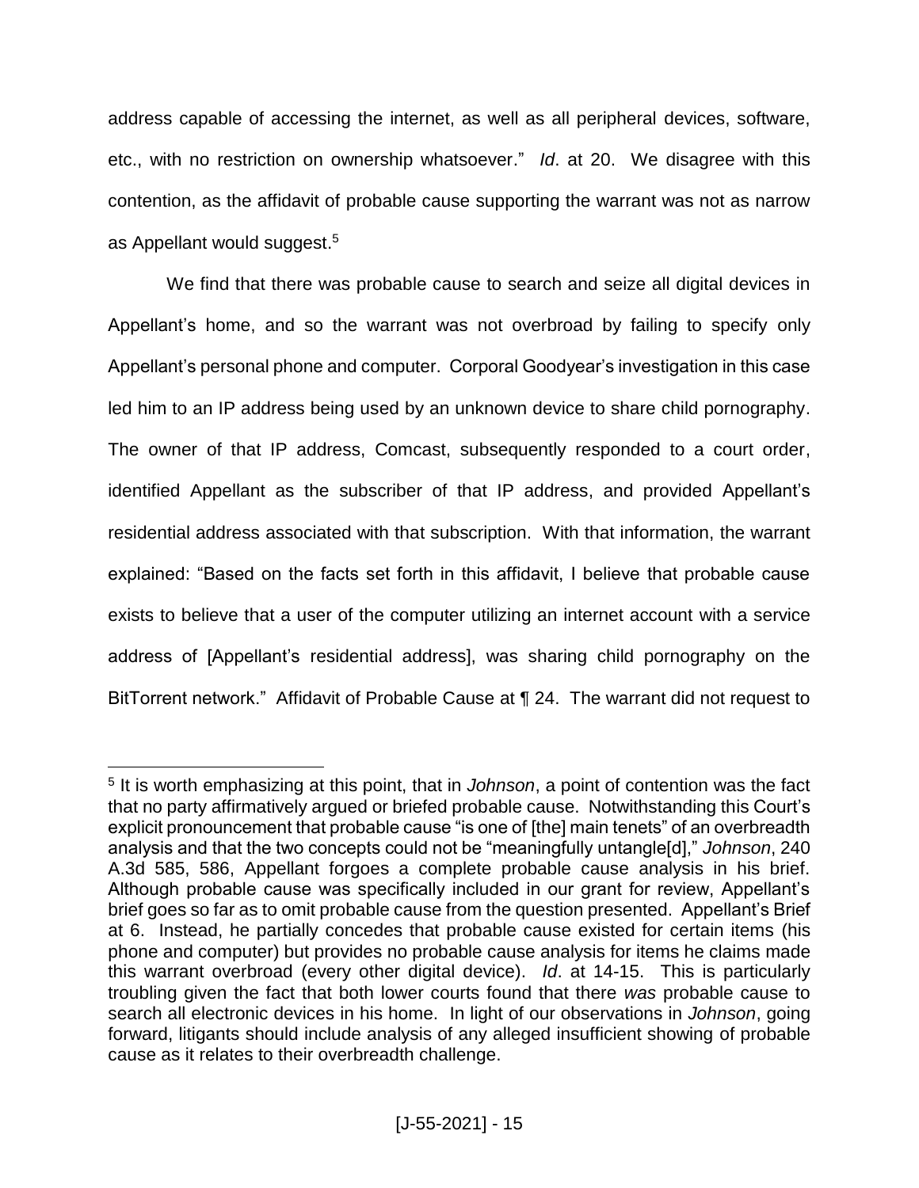address capable of accessing the internet, as well as all peripheral devices, software, etc., with no restriction on ownership whatsoever." *Id*. at 20. We disagree with this contention, as the affidavit of probable cause supporting the warrant was not as narrow as Appellant would suggest.[5]

We find that there was probable cause to search and seize all digital devices in Appellant's home, and so the warrant was not overbroad by failing to specify only Appellant's personal phone and computer. Corporal Goodyear's investigation in this case led him to an IP address being used by an unknown device to share child pornography. The owner of that IP address, Comcast, subsequently responded to a court order, identified Appellant as the subscriber of that IP address, and provided Appellant's residential address associated with that subscription. With that information, the warrant explained: "Based on the facts set forth in this affidavit, I believe that probable cause exists to believe that a user of the computer utilizing an internet account with a service address of [Appellant's residential address], was sharing child pornography on the BitTorrent network." Affidavit of Probable Cause at ¶ 24. The warrant did not request to

---

[5] It is worth emphasizing at this point, that in *Johnson*, a point of contention was the fact that no party affirmatively argued or briefed probable cause. Notwithstanding this Court's explicit pronouncement that probable cause "is one of [the] main tenets" of an overbreadth analysis and that the two concepts could not be "meaningfully untangle[d]," *Johnson*, 240 A.3d 585, 586, Appellant forgoes a complete probable cause analysis in his brief. Although probable cause was specifically included in our grant for review, Appellant's brief goes so far as to omit probable cause from the question presented. Appellant's Brief at 6. Instead, he partially concedes that probable cause existed for certain items (his phone and computer) but provides no probable cause analysis for items he claims made this warrant overbroad (every other digital device). *Id*. at 14-15. This is particularly troubling given the fact that both lower courts found that there *was* probable cause to search all electronic devices in his home. In light of our observations in *Johnson*, going forward, litigants should include analysis of any alleged insufficient showing of probable cause as it relates to their overbreadth challenge.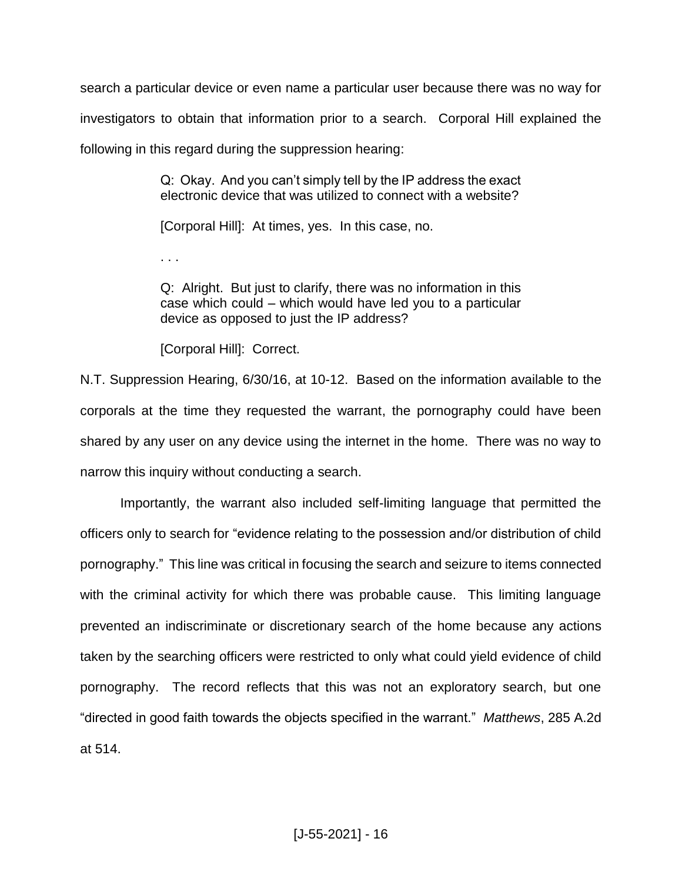search a particular device or even name a particular user because there was no way for investigators to obtain that information prior to a search. Corporal Hill explained the following in this regard during the suppression hearing:

> Q: Okay. And you can't simply tell by the IP address the exact electronic device that was utilized to connect with a website?
>
> [Corporal Hill]: At times, yes. In this case, no.
>
> . . .
>
> Q: Alright. But just to clarify, there was no information in this case which could – which would have led you to a particular device as opposed to just the IP address?
>
> [Corporal Hill]: Correct.

N.T. Suppression Hearing, 6/30/16, at 10-12. Based on the information available to the corporals at the time they requested the warrant, the pornography could have been shared by any user on any device using the internet in the home. There was no way to narrow this inquiry without conducting a search.

Importantly, the warrant also included self-limiting language that permitted the officers only to search for "evidence relating to the possession and/or distribution of child pornography." This line was critical in focusing the search and seizure to items connected with the criminal activity for which there was probable cause. This limiting language prevented an indiscriminate or discretionary search of the home because any actions taken by the searching officers were restricted to only what could yield evidence of child pornography. The record reflects that this was not an exploratory search, but one "directed in good faith towards the objects specified in the warrant." *Matthews*, 285 A.2d at 514.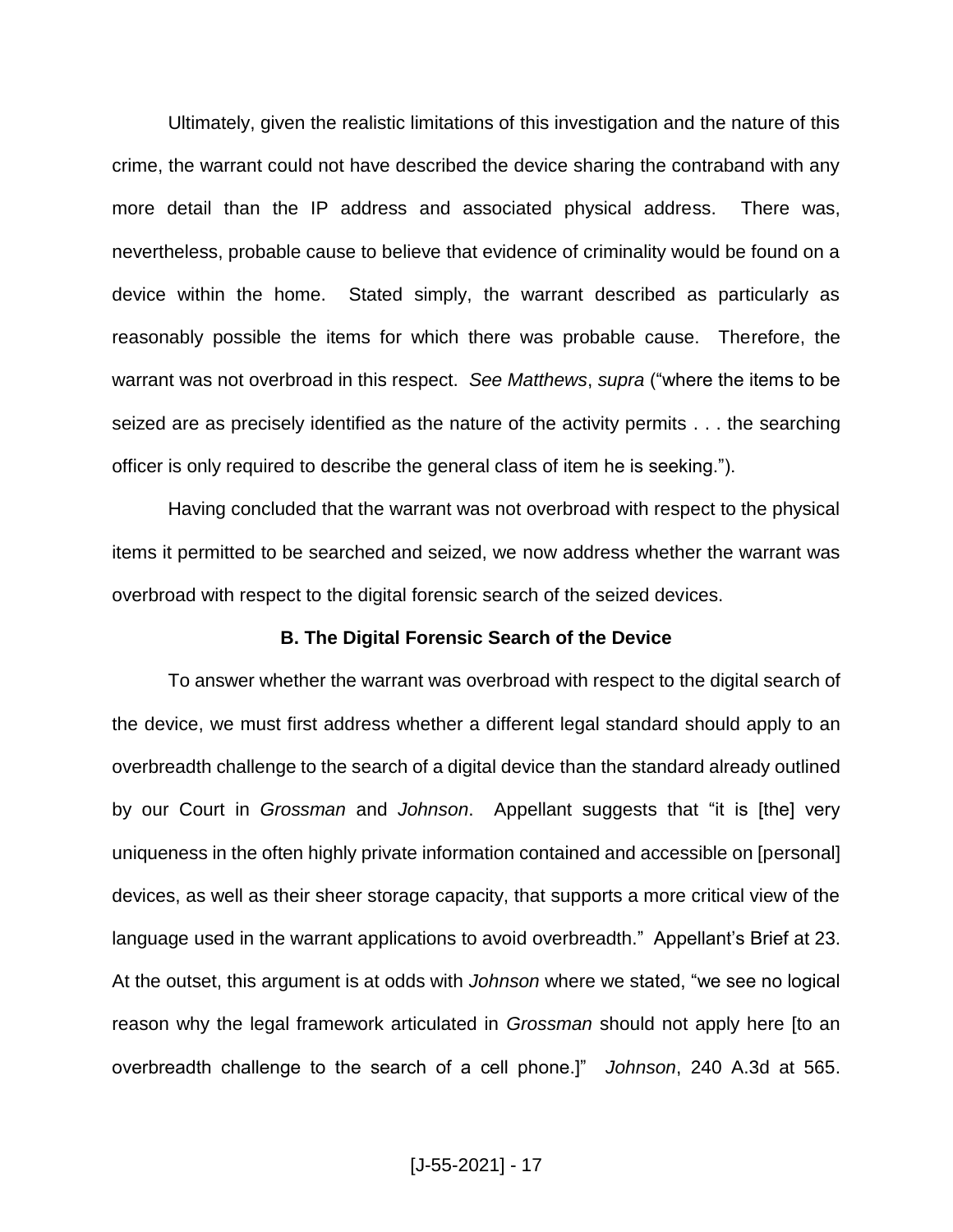Ultimately, given the realistic limitations of this investigation and the nature of this crime, the warrant could not have described the device sharing the contraband with any more detail than the IP address and associated physical address. There was, nevertheless, probable cause to believe that evidence of criminality would be found on a device within the home. Stated simply, the warrant described as particularly as reasonably possible the items for which there was probable cause. Therefore, the warrant was not overbroad in this respect. *See Matthews*, *supra* ("where the items to be seized are as precisely identified as the nature of the activity permits . . . the searching officer is only required to describe the general class of item he is seeking.").

Having concluded that the warrant was not overbroad with respect to the physical items it permitted to be searched and seized, we now address whether the warrant was overbroad with respect to the digital forensic search of the seized devices.

**B. The Digital Forensic Search of the Device**

To answer whether the warrant was overbroad with respect to the digital search of the device, we must first address whether a different legal standard should apply to an overbreadth challenge to the search of a digital device than the standard already outlined by our Court in *Grossman* and *Johnson*. Appellant suggests that "it is [the] very uniqueness in the often highly private information contained and accessible on [personal] devices, as well as their sheer storage capacity, that supports a more critical view of the language used in the warrant applications to avoid overbreadth." Appellant's Brief at 23. At the outset, this argument is at odds with *Johnson* where we stated, "we see no logical reason why the legal framework articulated in *Grossman* should not apply here [to an overbreadth challenge to the search of a cell phone.]" *Johnson*, 240 A.3d at 565.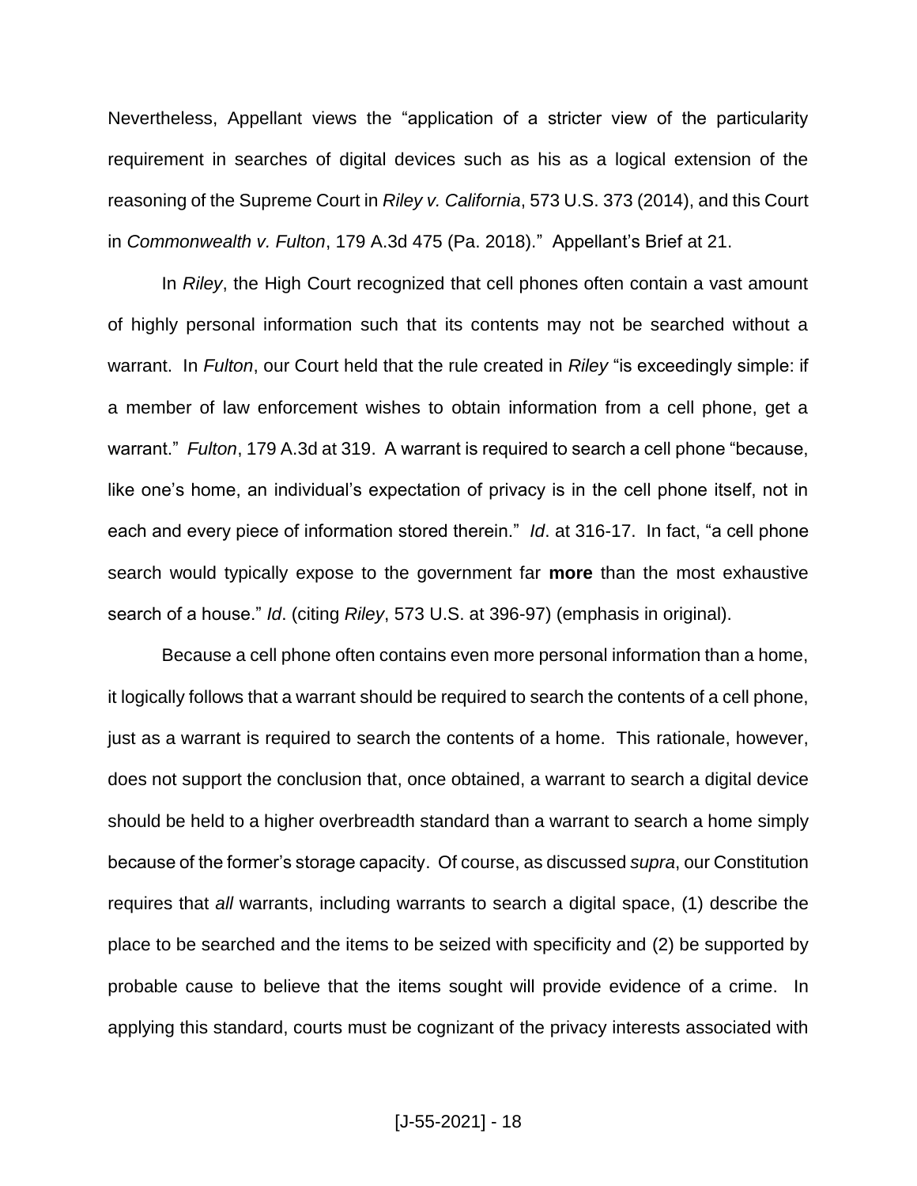Nevertheless, Appellant views the "application of a stricter view of the particularity requirement in searches of digital devices such as his as a logical extension of the reasoning of the Supreme Court in *Riley v. California*, 573 U.S. 373 (2014), and this Court in *Commonwealth v. Fulton*, 179 A.3d 475 (Pa. 2018)." Appellant's Brief at 21.

In *Riley*, the High Court recognized that cell phones often contain a vast amount of highly personal information such that its contents may not be searched without a warrant. In *Fulton*, our Court held that the rule created in *Riley* "is exceedingly simple: if a member of law enforcement wishes to obtain information from a cell phone, get a warrant." *Fulton*, 179 A.3d at 319. A warrant is required to search a cell phone "because, like one's home, an individual's expectation of privacy is in the cell phone itself, not in each and every piece of information stored therein." *Id*. at 316-17. In fact, "a cell phone search would typically expose to the government far **more** than the most exhaustive search of a house." *Id*. (citing *Riley*, 573 U.S. at 396-97) (emphasis in original).

Because a cell phone often contains even more personal information than a home, it logically follows that a warrant should be required to search the contents of a cell phone, just as a warrant is required to search the contents of a home. This rationale, however, does not support the conclusion that, once obtained, a warrant to search a digital device should be held to a higher overbreadth standard than a warrant to search a home simply because of the former's storage capacity. Of course, as discussed *supra*, our Constitution requires that *all* warrants, including warrants to search a digital space, (1) describe the place to be searched and the items to be seized with specificity and (2) be supported by probable cause to believe that the items sought will provide evidence of a crime. In applying this standard, courts must be cognizant of the privacy interests associated with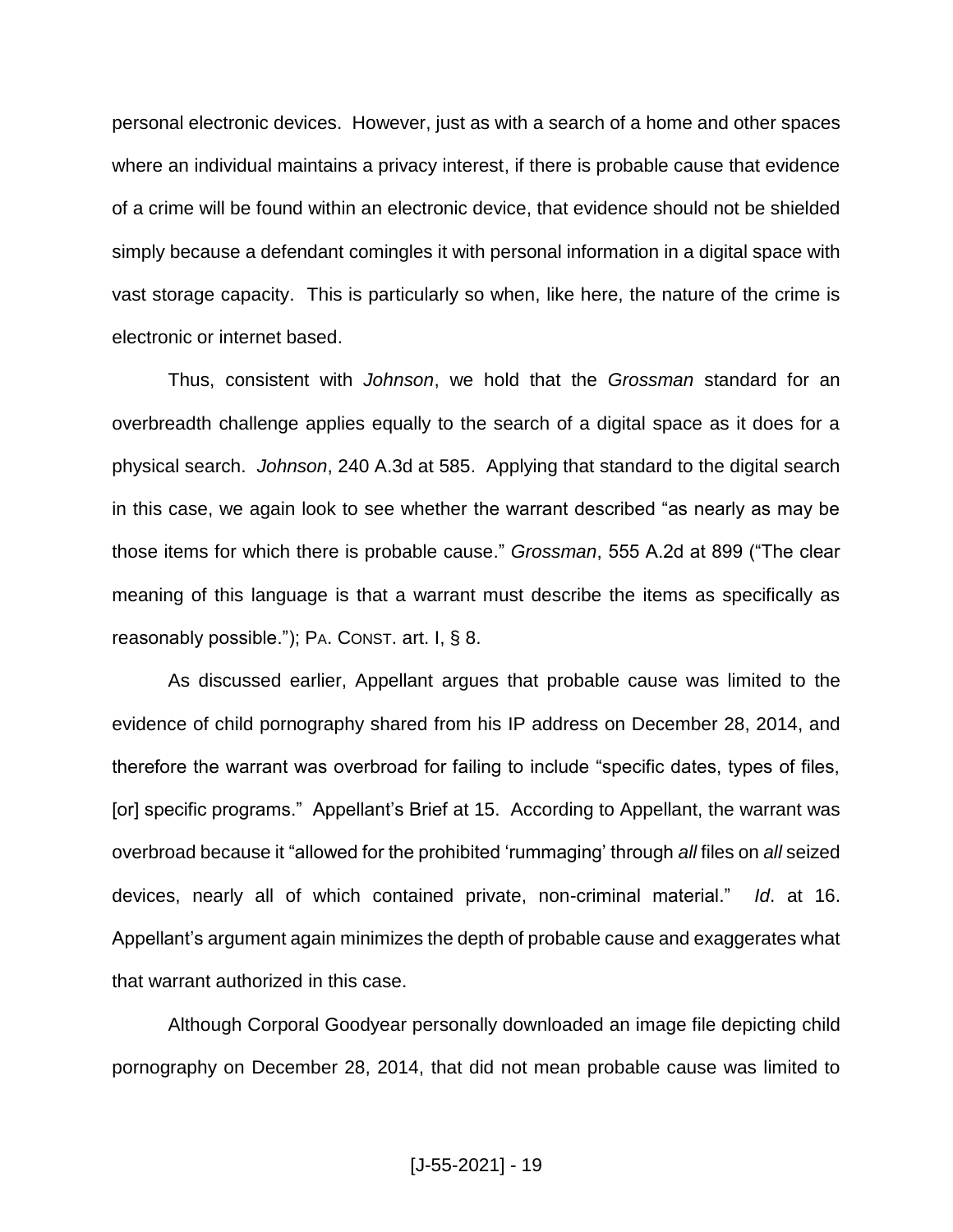personal electronic devices. However, just as with a search of a home and other spaces where an individual maintains a privacy interest, if there is probable cause that evidence of a crime will be found within an electronic device, that evidence should not be shielded simply because a defendant comingles it with personal information in a digital space with vast storage capacity. This is particularly so when, like here, the nature of the crime is electronic or internet based.

Thus, consistent with *Johnson*, we hold that the *Grossman* standard for an overbreadth challenge applies equally to the search of a digital space as it does for a physical search. *Johnson*, 240 A.3d at 585. Applying that standard to the digital search in this case, we again look to see whether the warrant described "as nearly as may be those items for which there is probable cause." *Grossman*, 555 A.2d at 899 ("The clear meaning of this language is that a warrant must describe the items as specifically as reasonably possible."); PA. CONST. art. I, § 8.

As discussed earlier, Appellant argues that probable cause was limited to the evidence of child pornography shared from his IP address on December 28, 2014, and therefore the warrant was overbroad for failing to include "specific dates, types of files, [or] specific programs." Appellant's Brief at 15. According to Appellant, the warrant was overbroad because it "allowed for the prohibited 'rummaging' through *all* files on *all* seized devices, nearly all of which contained private, non-criminal material." *Id*. at 16. Appellant's argument again minimizes the depth of probable cause and exaggerates what that warrant authorized in this case.

Although Corporal Goodyear personally downloaded an image file depicting child pornography on December 28, 2014, that did not mean probable cause was limited to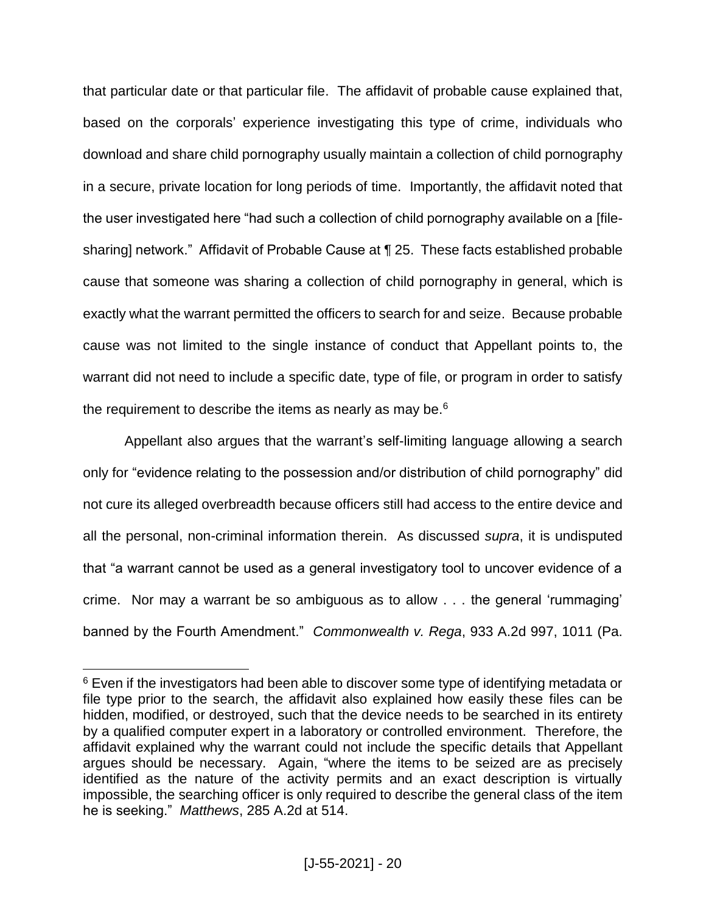that particular date or that particular file. The affidavit of probable cause explained that, based on the corporals' experience investigating this type of crime, individuals who download and share child pornography usually maintain a collection of child pornography in a secure, private location for long periods of time. Importantly, the affidavit noted that the user investigated here "had such a collection of child pornography available on a [file-sharing] network." Affidavit of Probable Cause at ¶ 25. These facts established probable cause that someone was sharing a collection of child pornography in general, which is exactly what the warrant permitted the officers to search for and seize. Because probable cause was not limited to the single instance of conduct that Appellant points to, the warrant did not need to include a specific date, type of file, or program in order to satisfy the requirement to describe the items as nearly as may be.[6]

Appellant also argues that the warrant's self-limiting language allowing a search only for "evidence relating to the possession and/or distribution of child pornography" did not cure its alleged overbreadth because officers still had access to the entire device and all the personal, non-criminal information therein. As discussed *supra*, it is undisputed that "a warrant cannot be used as a general investigatory tool to uncover evidence of a crime. Nor may a warrant be so ambiguous as to allow . . . the general 'rummaging' banned by the Fourth Amendment." *Commonwealth v. Rega*, 933 A.2d 997, 1011 (Pa.

---

[6] Even if the investigators had been able to discover some type of identifying metadata or file type prior to the search, the affidavit also explained how easily these files can be hidden, modified, or destroyed, such that the device needs to be searched in its entirety by a qualified computer expert in a laboratory or controlled environment. Therefore, the affidavit explained why the warrant could not include the specific details that Appellant argues should be necessary. Again, "where the items to be seized are as precisely identified as the nature of the activity permits and an exact description is virtually impossible, the searching officer is only required to describe the general class of the item he is seeking." *Matthews*, 285 A.2d at 514.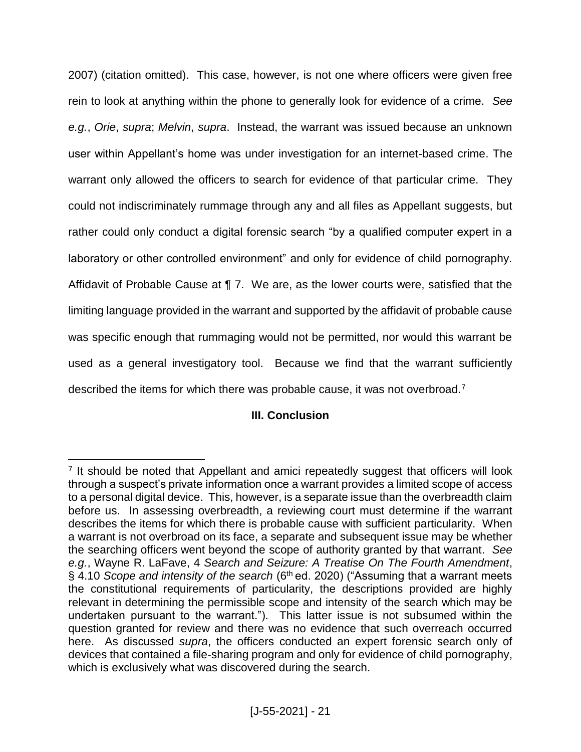2007) (citation omitted). This case, however, is not one where officers were given free rein to look at anything within the phone to generally look for evidence of a crime. *See e.g.*, *Orie*, *supra*; *Melvin*, *supra*. Instead, the warrant was issued because an unknown user within Appellant's home was under investigation for an internet-based crime. The warrant only allowed the officers to search for evidence of that particular crime. They could not indiscriminately rummage through any and all files as Appellant suggests, but rather could only conduct a digital forensic search "by a qualified computer expert in a laboratory or other controlled environment" and only for evidence of child pornography. Affidavit of Probable Cause at ¶ 7. We are, as the lower courts were, satisfied that the limiting language provided in the warrant and supported by the affidavit of probable cause was specific enough that rummaging would not be permitted, nor would this warrant be used as a general investigatory tool. Because we find that the warrant sufficiently described the items for which there was probable cause, it was not overbroad.[7]

## III. Conclusion

---

[7] It should be noted that Appellant and amici repeatedly suggest that officers will look through a suspect's private information once a warrant provides a limited scope of access to a personal digital device. This, however, is a separate issue than the overbreadth claim before us. In assessing overbreadth, a reviewing court must determine if the warrant describes the items for which there is probable cause with sufficient particularity. When a warrant is not overbroad on its face, a separate and subsequent issue may be whether the searching officers went beyond the scope of authority granted by that warrant. *See e.g.*, Wayne R. LaFave, 4 *Search and Seizure: A Treatise On The Fourth Amendment*, § 4.10 *Scope and intensity of the search* (6th ed. 2020) ("Assuming that a warrant meets the constitutional requirements of particularity, the descriptions provided are highly relevant in determining the permissible scope and intensity of the search which may be undertaken pursuant to the warrant."). This latter issue is not subsumed within the question granted for review and there was no evidence that such overreach occurred here. As discussed *supra*, the officers conducted an expert forensic search only of devices that contained a file-sharing program and only for evidence of child pornography, which is exclusively what was discovered during the search.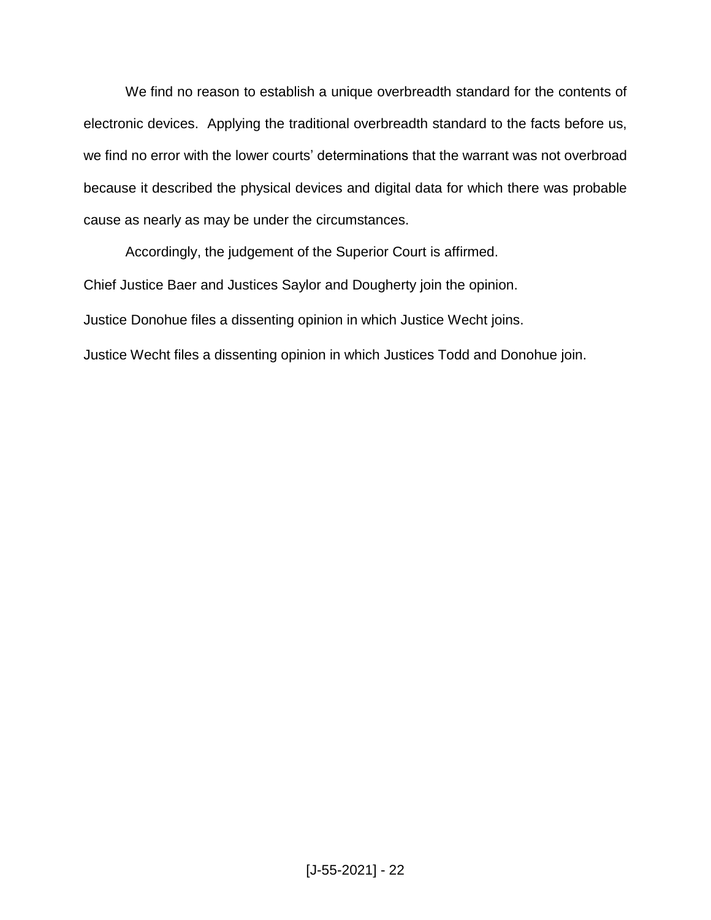We find no reason to establish a unique overbreadth standard for the contents of electronic devices. Applying the traditional overbreadth standard to the facts before us, we find no error with the lower courts' determinations that the warrant was not overbroad because it described the physical devices and digital data for which there was probable cause as nearly as may be under the circumstances.

Accordingly, the judgement of the Superior Court is affirmed.

Chief Justice Baer and Justices Saylor and Dougherty join the opinion.

Justice Donohue files a dissenting opinion in which Justice Wecht joins.

Justice Wecht files a dissenting opinion in which Justices Todd and Donohue join.